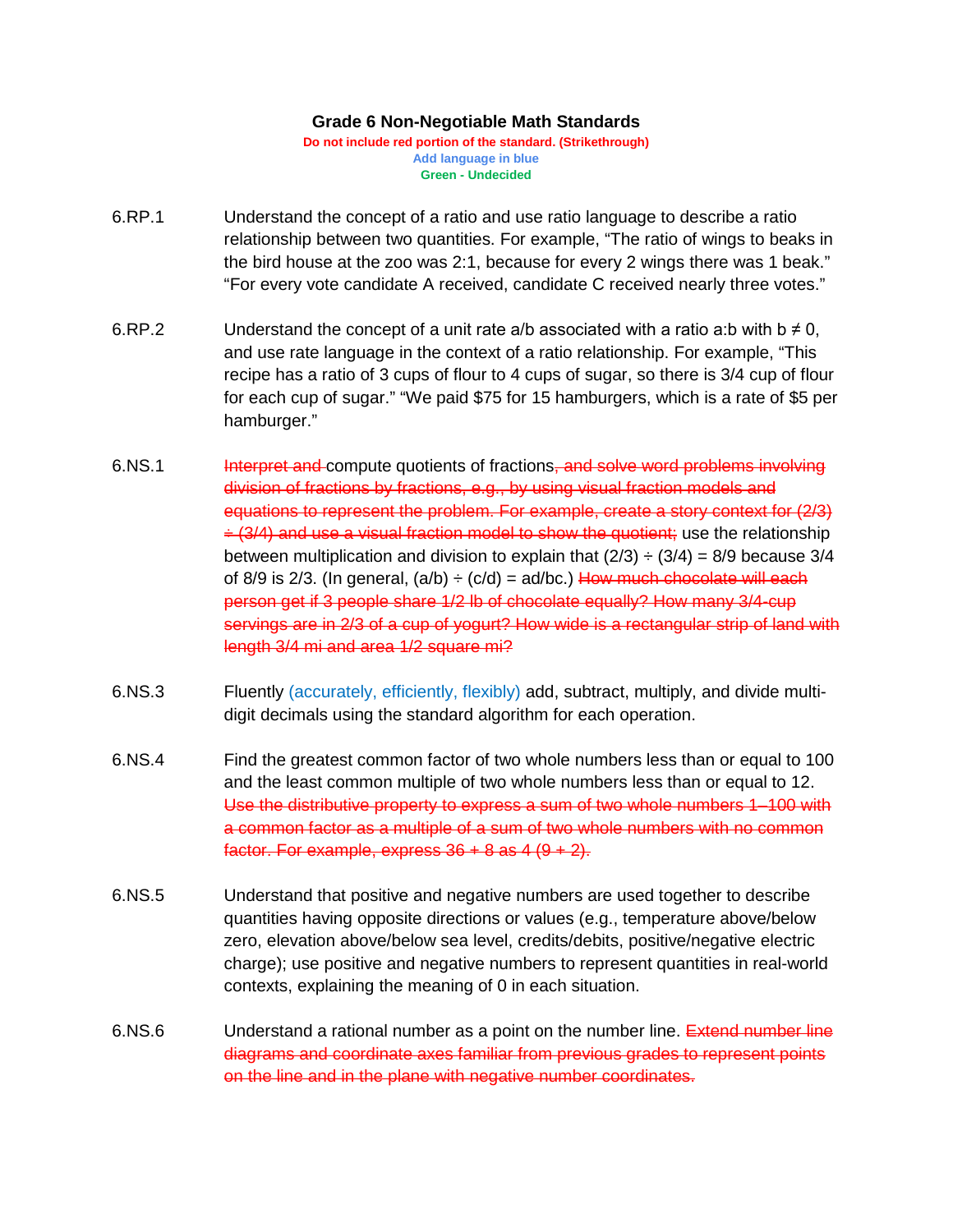# Grade 6 Non-Negotiable Math Standards

**Do not include red portion of the standard. (Strikethrough)**
**Add language in blue**
**Green - Undecided**

**6.RP.1** Understand the concept of a ratio and use ratio language to describe a ratio relationship between two quantities. For example, “The ratio of wings to beaks in the bird house at the zoo was 2:1, because for every 2 wings there was 1 beak.” “For every vote candidate A received, candidate C received nearly three votes.”

**6.RP.2** Understand the concept of a unit rate a/b associated with a ratio a:b with $b \neq 0$, and use rate language in the context of a ratio relationship. For example, “This recipe has a ratio of 3 cups of flour to 4 cups of sugar, so there is 3/4 cup of flour for each cup of sugar.” “We paid $75 for 15 hamburgers, which is a rate of $5 per hamburger.”

**6.NS.1** ~~Interpret and~~ compute quotients of fractions~~, and solve word problems involving division of fractions by fractions, e.g., by using visual fraction models and equations to represent the problem. For example, create a story context for (2/3) ÷ (3/4) and use a visual fraction model to show the quotient;~~ use the relationship between multiplication and division to explain that $(2/3) \div (3/4) = 8/9$ because 3/4 of 8/9 is 2/3. (In general, $(a/b) \div (c/d) = ad/bc$.) ~~How much chocolate will each person get if 3 people share 1/2 lb of chocolate equally? How many 3/4-cup servings are in 2/3 of a cup of yogurt? How wide is a rectangular strip of land with length 3/4 mi and area 1/2 square mi?~~

**6.NS.3** Fluently (accurately, efficiently, flexibly) add, subtract, multiply, and divide multi-digit decimals using the standard algorithm for each operation.

**6.NS.4** Find the greatest common factor of two whole numbers less than or equal to 100 and the least common multiple of two whole numbers less than or equal to 12. ~~Use the distributive property to express a sum of two whole numbers 1–100 with a common factor as a multiple of a sum of two whole numbers with no common factor. For example, express 36 + 8 as 4 (9 + 2).~~

**6.NS.5** Understand that positive and negative numbers are used together to describe quantities having opposite directions or values (e.g., temperature above/below zero, elevation above/below sea level, credits/debits, positive/negative electric charge); use positive and negative numbers to represent quantities in real-world contexts, explaining the meaning of 0 in each situation.

**6.NS.6** Understand a rational number as a point on the number line. ~~Extend number line diagrams and coordinate axes familiar from previous grades to represent points on the line and in the plane with negative number coordinates.~~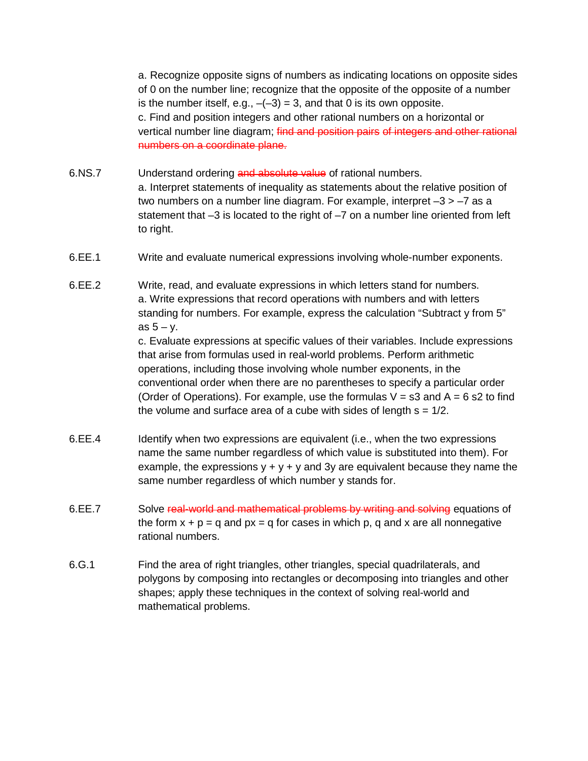a. Recognize opposite signs of numbers as indicating locations on opposite sides of 0 on the number line; recognize that the opposite of the opposite of a number is the number itself, e.g., –(–3) = 3, and that 0 is its own opposite.
c. Find and position integers and other rational numbers on a horizontal or vertical number line diagram; ~~find and position pairs of integers and other rational numbers on a coordinate plane.~~

6.NS.7 Understand ordering ~~and absolute value~~ of rational numbers.
a. Interpret statements of inequality as statements about the relative position of two numbers on a number line diagram. For example, interpret –3 > –7 as a statement that –3 is located to the right of –7 on a number line oriented from left to right.

6.EE.1 Write and evaluate numerical expressions involving whole-number exponents.

6.EE.2 Write, read, and evaluate expressions in which letters stand for numbers.
a. Write expressions that record operations with numbers and with letters standing for numbers. For example, express the calculation "Subtract y from 5" as 5 – y.
c. Evaluate expressions at specific values of their variables. Include expressions that arise from formulas used in real-world problems. Perform arithmetic operations, including those involving whole number exponents, in the conventional order when there are no parentheses to specify a particular order (Order of Operations). For example, use the formulas V = s3 and A = 6 s2 to find the volume and surface area of a cube with sides of length s = 1/2.

6.EE.4 Identify when two expressions are equivalent (i.e., when the two expressions name the same number regardless of which value is substituted into them). For example, the expressions y + y + y and 3y are equivalent because they name the same number regardless of which number y stands for.

6.EE.7 Solve ~~real-world and mathematical problems by writing and solving~~ equations of the form x + p = q and px = q for cases in which p, q and x are all nonnegative rational numbers.

6.G.1 Find the area of right triangles, other triangles, special quadrilaterals, and polygons by composing into rectangles or decomposing into triangles and other shapes; apply these techniques in the context of solving real-world and mathematical problems.